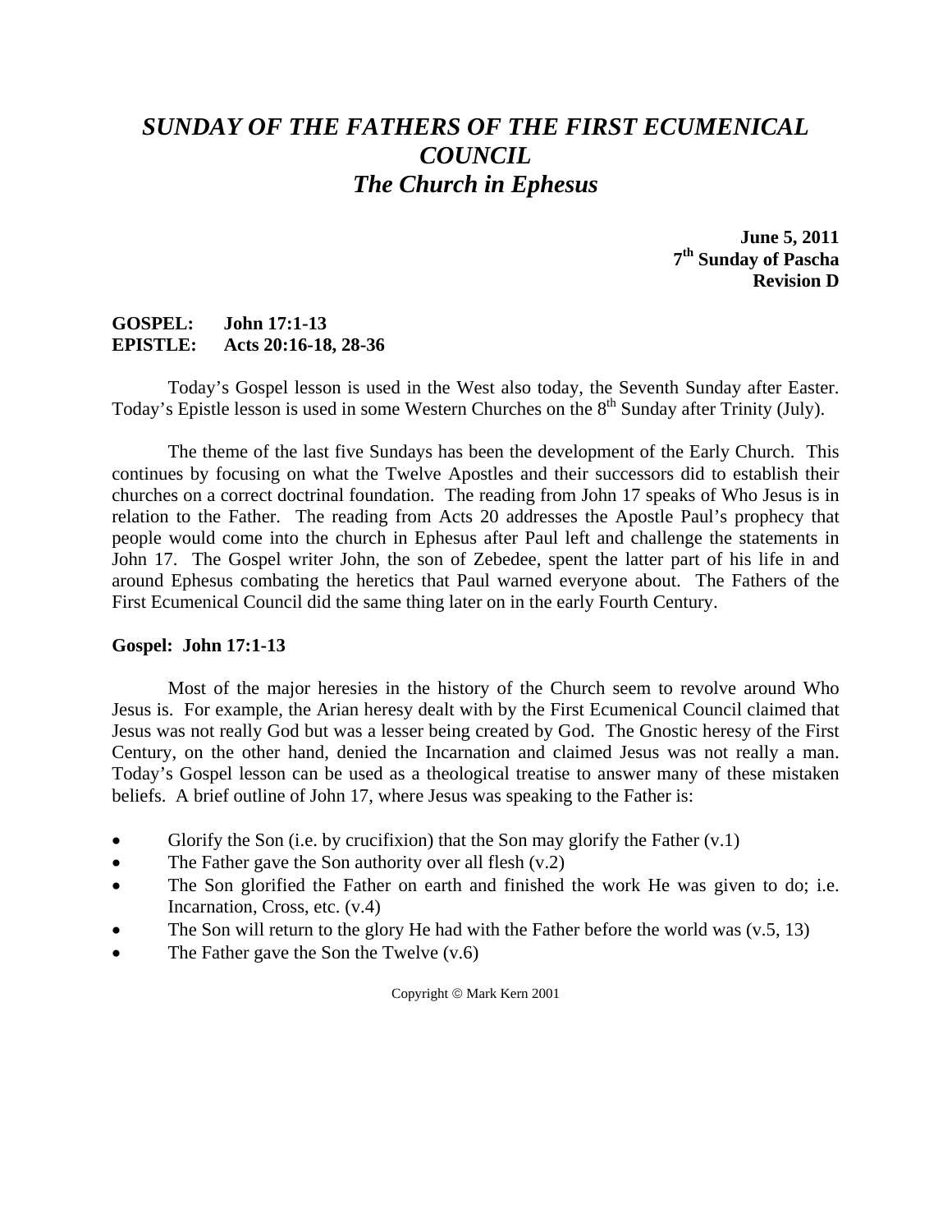# *SUNDAY OF THE FATHERS OF THE FIRST ECUMENICAL COUNCIL*
# *The Church in Ephesus*

**June 5, 2011**
**7th Sunday of Pascha**
**Revision D**

**GOSPEL: John 17:1-13**
**EPISTLE: Acts 20:16-18, 28-36**

Today's Gospel lesson is used in the West also today, the Seventh Sunday after Easter. Today's Epistle lesson is used in some Western Churches on the 8th Sunday after Trinity (July).

The theme of the last five Sundays has been the development of the Early Church. This continues by focusing on what the Twelve Apostles and their successors did to establish their churches on a correct doctrinal foundation. The reading from John 17 speaks of Who Jesus is in relation to the Father. The reading from Acts 20 addresses the Apostle Paul's prophecy that people would come into the church in Ephesus after Paul left and challenge the statements in John 17. The Gospel writer John, the son of Zebedee, spent the latter part of his life in and around Ephesus combating the heretics that Paul warned everyone about. The Fathers of the First Ecumenical Council did the same thing later on in the early Fourth Century.

**Gospel: John 17:1-13**

Most of the major heresies in the history of the Church seem to revolve around Who Jesus is. For example, the Arian heresy dealt with by the First Ecumenical Council claimed that Jesus was not really God but was a lesser being created by God. The Gnostic heresy of the First Century, on the other hand, denied the Incarnation and claimed Jesus was not really a man. Today's Gospel lesson can be used as a theological treatise to answer many of these mistaken beliefs. A brief outline of John 17, where Jesus was speaking to the Father is:

- Glorify the Son (i.e. by crucifixion) that the Son may glorify the Father (v.1)
- The Father gave the Son authority over all flesh (v.2)
- The Son glorified the Father on earth and finished the work He was given to do; i.e. Incarnation, Cross, etc. (v.4)
- The Son will return to the glory He had with the Father before the world was (v.5, 13)
- The Father gave the Son the Twelve (v.6)

Copyright © Mark Kern 2001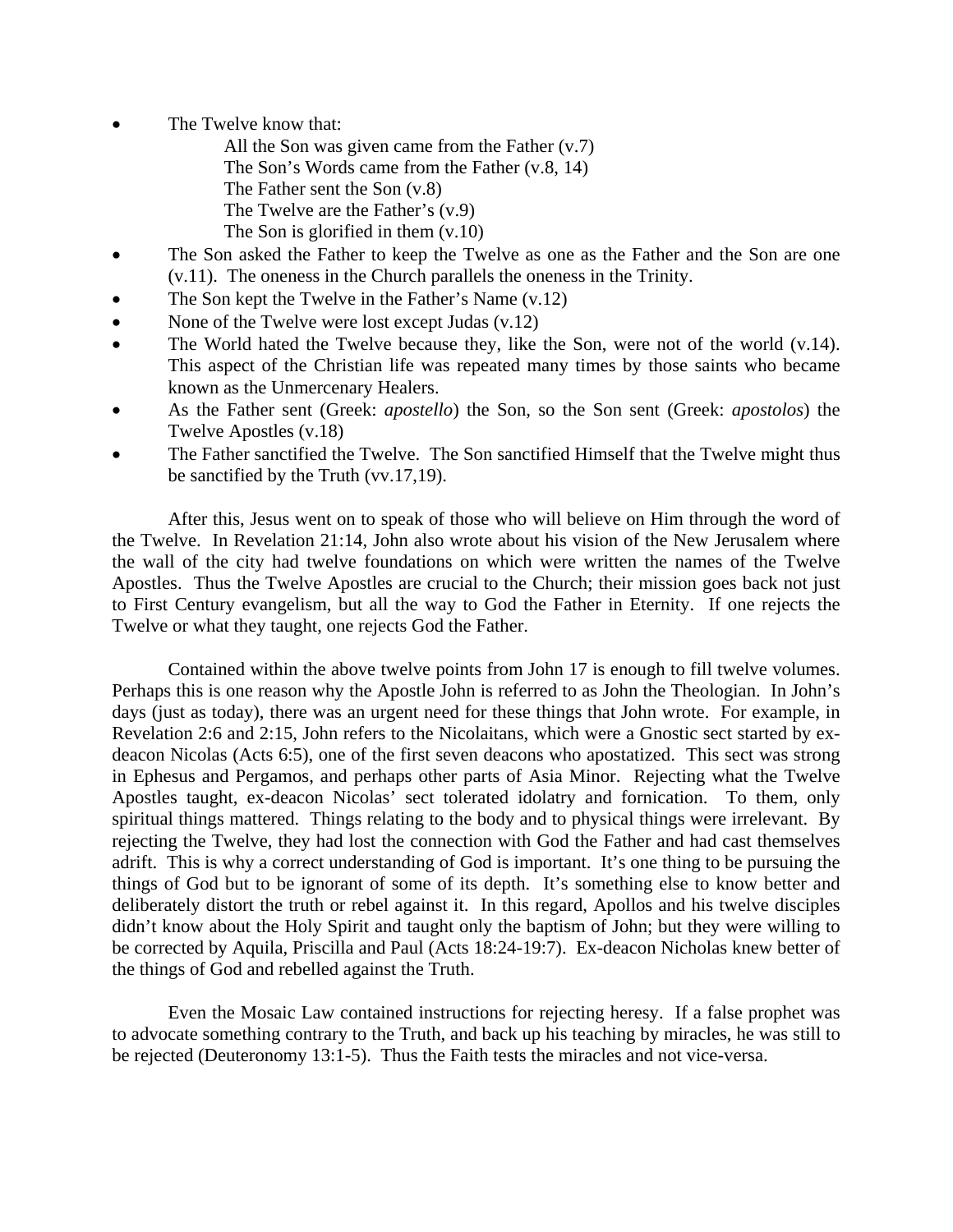- The Twelve know that:
  - All the Son was given came from the Father (v.7)
  - The Son's Words came from the Father (v.8, 14)
  - The Father sent the Son (v.8)
  - The Twelve are the Father's (v.9)
  - The Son is glorified in them (v.10)
- The Son asked the Father to keep the Twelve as one as the Father and the Son are one (v.11). The oneness in the Church parallels the oneness in the Trinity.
- The Son kept the Twelve in the Father's Name (v.12)
- None of the Twelve were lost except Judas (v.12)
- The World hated the Twelve because they, like the Son, were not of the world (v.14). This aspect of the Christian life was repeated many times by those saints who became known as the Unmercenary Healers.
- As the Father sent (Greek: *apostello*) the Son, so the Son sent (Greek: *apostolos*) the Twelve Apostles (v.18)
- The Father sanctified the Twelve. The Son sanctified Himself that the Twelve might thus be sanctified by the Truth (vv.17,19).

After this, Jesus went on to speak of those who will believe on Him through the word of the Twelve. In Revelation 21:14, John also wrote about his vision of the New Jerusalem where the wall of the city had twelve foundations on which were written the names of the Twelve Apostles. Thus the Twelve Apostles are crucial to the Church; their mission goes back not just to First Century evangelism, but all the way to God the Father in Eternity. If one rejects the Twelve or what they taught, one rejects God the Father.

Contained within the above twelve points from John 17 is enough to fill twelve volumes. Perhaps this is one reason why the Apostle John is referred to as John the Theologian. In John's days (just as today), there was an urgent need for these things that John wrote. For example, in Revelation 2:6 and 2:15, John refers to the Nicolaitans, which were a Gnostic sect started by ex-deacon Nicolas (Acts 6:5), one of the first seven deacons who apostatized. This sect was strong in Ephesus and Pergamos, and perhaps other parts of Asia Minor. Rejecting what the Twelve Apostles taught, ex-deacon Nicolas' sect tolerated idolatry and fornication. To them, only spiritual things mattered. Things relating to the body and to physical things were irrelevant. By rejecting the Twelve, they had lost the connection with God the Father and had cast themselves adrift. This is why a correct understanding of God is important. It's one thing to be pursuing the things of God but to be ignorant of some of its depth. It's something else to know better and deliberately distort the truth or rebel against it. In this regard, Apollos and his twelve disciples didn't know about the Holy Spirit and taught only the baptism of John; but they were willing to be corrected by Aquila, Priscilla and Paul (Acts 18:24-19:7). Ex-deacon Nicholas knew better of the things of God and rebelled against the Truth.

Even the Mosaic Law contained instructions for rejecting heresy. If a false prophet was to advocate something contrary to the Truth, and back up his teaching by miracles, he was still to be rejected (Deuteronomy 13:1-5). Thus the Faith tests the miracles and not vice-versa.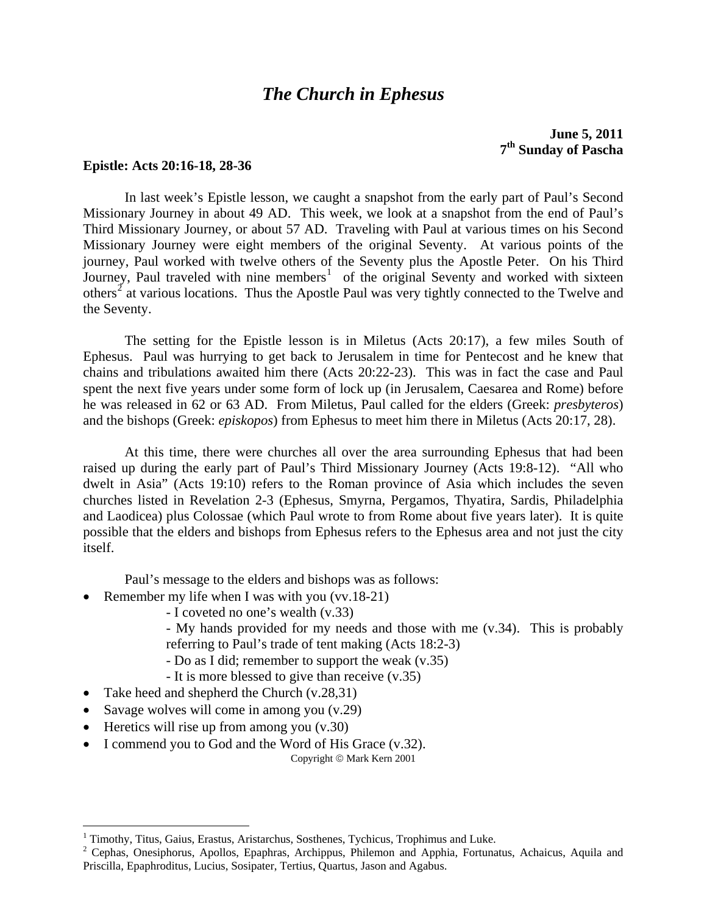# *The Church in Ephesus*

**June 5, 2011**
**7th Sunday of Pascha**

**Epistle: Acts 20:16-18, 28-36**

In last week's Epistle lesson, we caught a snapshot from the early part of Paul's Second Missionary Journey in about 49 AD. This week, we look at a snapshot from the end of Paul's Third Missionary Journey, or about 57 AD. Traveling with Paul at various times on his Second Missionary Journey were eight members of the original Seventy. At various points of the journey, Paul worked with twelve others of the Seventy plus the Apostle Peter. On his Third Journey, Paul traveled with nine members[1] of the original Seventy and worked with sixteen others[2] at various locations. Thus the Apostle Paul was very tightly connected to the Twelve and the Seventy.

The setting for the Epistle lesson is in Miletus (Acts 20:17), a few miles South of Ephesus. Paul was hurrying to get back to Jerusalem in time for Pentecost and he knew that chains and tribulations awaited him there (Acts 20:22-23). This was in fact the case and Paul spent the next five years under some form of lock up (in Jerusalem, Caesarea and Rome) before he was released in 62 or 63 AD. From Miletus, Paul called for the elders (Greek: *presbyteros*) and the bishops (Greek: *episkopos*) from Ephesus to meet him there in Miletus (Acts 20:17, 28).

At this time, there were churches all over the area surrounding Ephesus that had been raised up during the early part of Paul's Third Missionary Journey (Acts 19:8-12). "All who dwelt in Asia" (Acts 19:10) refers to the Roman province of Asia which includes the seven churches listed in Revelation 2-3 (Ephesus, Smyrna, Pergamos, Thyatira, Sardis, Philadelphia and Laodicea) plus Colossae (which Paul wrote to from Rome about five years later). It is quite possible that the elders and bishops from Ephesus refers to the Ephesus area and not just the city itself.

Paul's message to the elders and bishops was as follows:

- Remember my life when I was with you (vv.18-21)
  - I coveted no one's wealth (v.33)
  - My hands provided for my needs and those with me (v.34). This is probably referring to Paul's trade of tent making (Acts 18:2-3)
  - Do as I did; remember to support the weak (v.35)
  - It is more blessed to give than receive (v.35)
- Take heed and shepherd the Church (v.28,31)
- Savage wolves will come in among you (v.29)
- Heretics will rise up from among you (v.30)
- I commend you to God and the Word of His Grace (v.32).

Copyright © Mark Kern 2001

[1] Timothy, Titus, Gaius, Erastus, Aristarchus, Sosthenes, Tychicus, Trophimus and Luke.

[2] Cephas, Onesiphorus, Apollos, Epaphras, Archippus, Philemon and Apphia, Fortunatus, Achaicus, Aquila and Priscilla, Epaphroditus, Lucius, Sosipater, Tertius, Quartus, Jason and Agabus.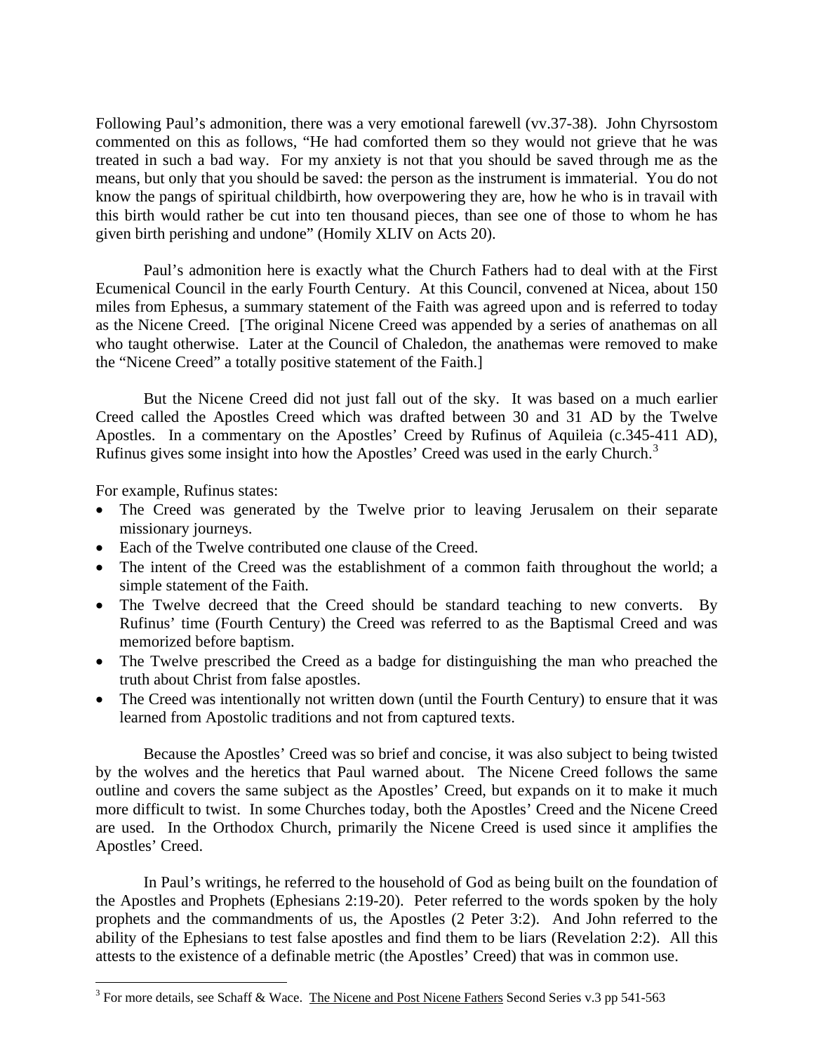Following Paul's admonition, there was a very emotional farewell (vv.37-38). John Chyrsostom commented on this as follows, "He had comforted them so they would not grieve that he was treated in such a bad way. For my anxiety is not that you should be saved through me as the means, but only that you should be saved: the person as the instrument is immaterial. You do not know the pangs of spiritual childbirth, how overpowering they are, how he who is in travail with this birth would rather be cut into ten thousand pieces, than see one of those to whom he has given birth perishing and undone" (Homily XLIV on Acts 20).

Paul's admonition here is exactly what the Church Fathers had to deal with at the First Ecumenical Council in the early Fourth Century. At this Council, convened at Nicea, about 150 miles from Ephesus, a summary statement of the Faith was agreed upon and is referred to today as the Nicene Creed. [The original Nicene Creed was appended by a series of anathemas on all who taught otherwise. Later at the Council of Chaledon, the anathemas were removed to make the "Nicene Creed" a totally positive statement of the Faith.]

But the Nicene Creed did not just fall out of the sky. It was based on a much earlier Creed called the Apostles Creed which was drafted between 30 and 31 AD by the Twelve Apostles. In a commentary on the Apostles' Creed by Rufinus of Aquileia (c.345-411 AD), Rufinus gives some insight into how the Apostles' Creed was used in the early Church.[3]

For example, Rufinus states:

- The Creed was generated by the Twelve prior to leaving Jerusalem on their separate missionary journeys.
- Each of the Twelve contributed one clause of the Creed.
- The intent of the Creed was the establishment of a common faith throughout the world; a simple statement of the Faith.
- The Twelve decreed that the Creed should be standard teaching to new converts. By Rufinus' time (Fourth Century) the Creed was referred to as the Baptismal Creed and was memorized before baptism.
- The Twelve prescribed the Creed as a badge for distinguishing the man who preached the truth about Christ from false apostles.
- The Creed was intentionally not written down (until the Fourth Century) to ensure that it was learned from Apostolic traditions and not from captured texts.

Because the Apostles' Creed was so brief and concise, it was also subject to being twisted by the wolves and the heretics that Paul warned about. The Nicene Creed follows the same outline and covers the same subject as the Apostles' Creed, but expands on it to make it much more difficult to twist. In some Churches today, both the Apostles' Creed and the Nicene Creed are used. In the Orthodox Church, primarily the Nicene Creed is used since it amplifies the Apostles' Creed.

In Paul's writings, he referred to the household of God as being built on the foundation of the Apostles and Prophets (Ephesians 2:19-20). Peter referred to the words spoken by the holy prophets and the commandments of us, the Apostles (2 Peter 3:2). And John referred to the ability of the Ephesians to test false apostles and find them to be liars (Revelation 2:2). All this attests to the existence of a definable metric (the Apostles' Creed) that was in common use.

---

[3] For more details, see Schaff & Wace. The Nicene and Post Nicene Fathers Second Series v.3 pp 541-563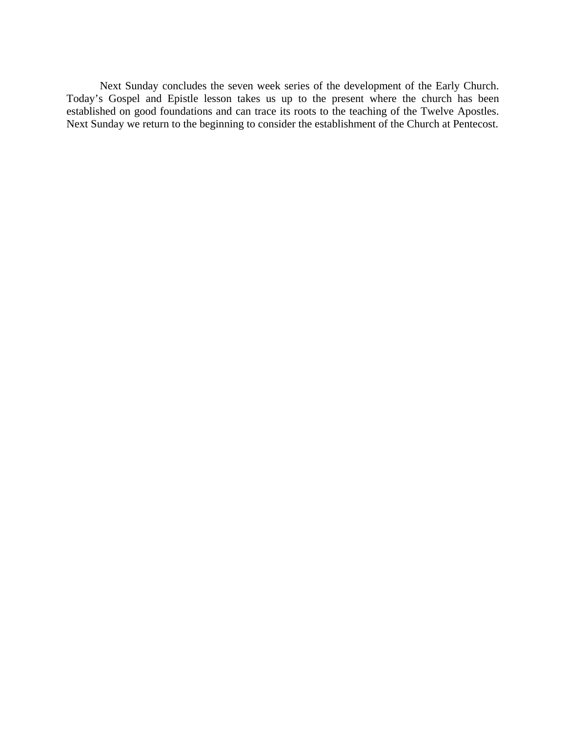Next Sunday concludes the seven week series of the development of the Early Church. Today's Gospel and Epistle lesson takes us up to the present where the church has been established on good foundations and can trace its roots to the teaching of the Twelve Apostles. Next Sunday we return to the beginning to consider the establishment of the Church at Pentecost.